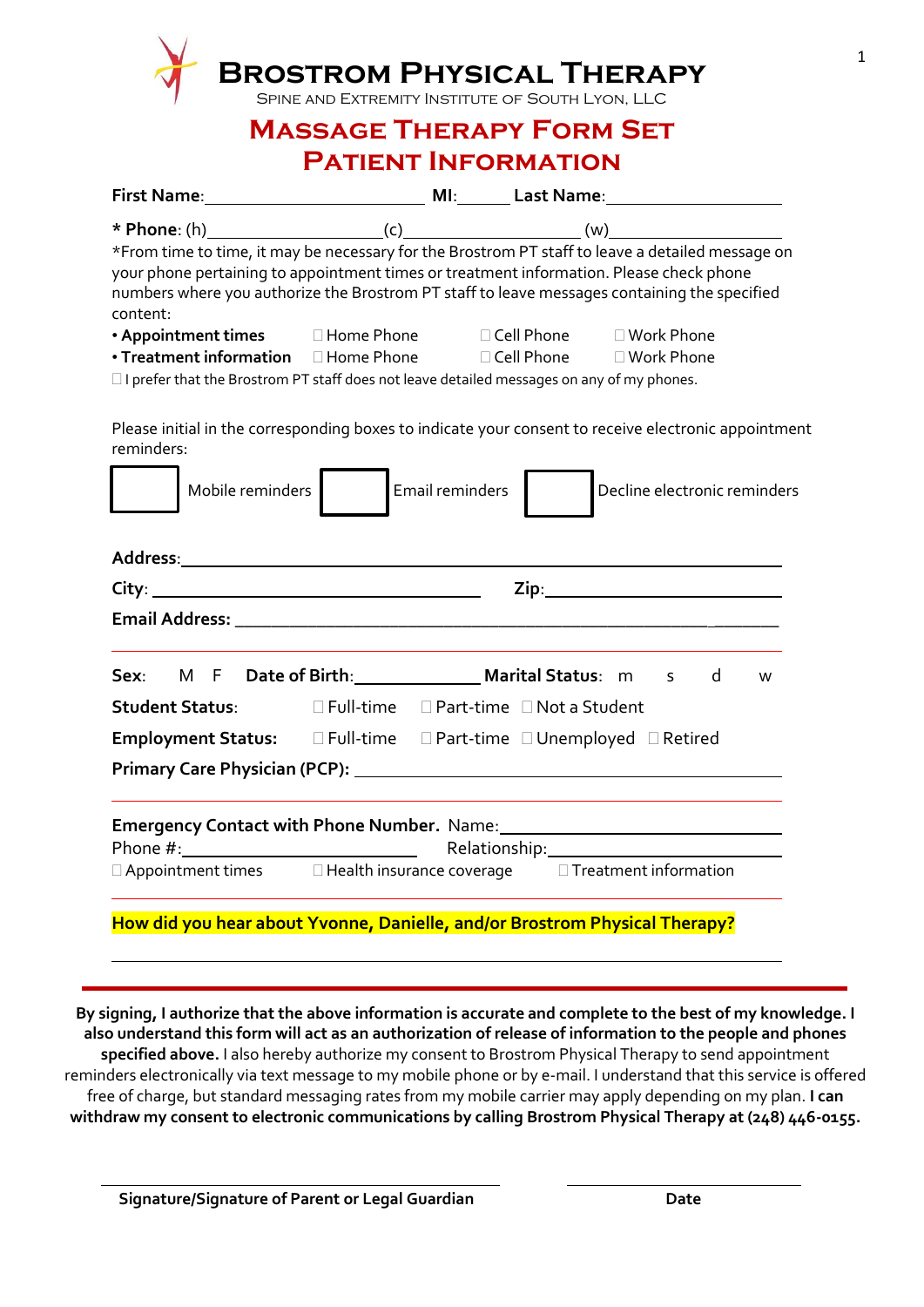# Brostrom Physical Therapy

Spine and Extremity Institute of South Lyon, LLC

## Massage Therapy Form Set
## Patient Information

**First Name**:____________________ **MI**:_____ **Last Name**:____________________

**\* Phone**: (h)__________________(c)__________________ (w)__________________

*From time to time, it may be necessary for the Brostrom PT staff to leave a detailed message on your phone pertaining to appointment times or treatment information. Please check phone numbers where you authorize the Brostrom PT staff to leave messages containing the specified content:

- **Appointment times** ☐ Home Phone ☐ Cell Phone ☐ Work Phone
- **Treatment information** ☐ Home Phone ☐ Cell Phone ☐ Work Phone

☐ I prefer that the Brostrom PT staff does not leave detailed messages on any of my phones.

Please initial in the corresponding boxes to indicate your consent to receive electronic appointment reminders:

☐ Mobile reminders ☐ Email reminders ☐ Decline electronic reminders

**Address**:________________________________________________

**City**: ______________________________ **Zip**:____________________

**Email Address**: ________________________________________________

**Sex**: M F **Date of Birth**:______________ **Marital Status**: m s d w

**Student Status**: ☐ Full-time ☐ Part-time ☐ Not a Student

**Employment Status:** ☐ Full-time ☐ Part-time ☐ Unemployed ☐ Retired

**Primary Care Physician (PCP):** ________________________________

**Emergency Contact with Phone Number.** Name:____________________________

Phone #:________________________ Relationship:________________________

☐ Appointment times ☐ Health insurance coverage ☐ Treatment information

**How did you hear about Yvonne, Danielle, and/or Brostrom Physical Therapy?**

________________________________________________

**By signing, I authorize that the above information is accurate and complete to the best of my knowledge. I also understand this form will act as an authorization of release of information to the people and phones specified above.** I also hereby authorize my consent to Brostrom Physical Therapy to send appointment reminders electronically via text message to my mobile phone or by e-mail. I understand that this service is offered free of charge, but standard messaging rates from my mobile carrier may apply depending on my plan. **I can withdraw my consent to electronic communications by calling Brostrom Physical Therapy at (248) 446-0155.**

________________________________________ ____________________

**Signature/Signature of Parent or Legal Guardian** **Date**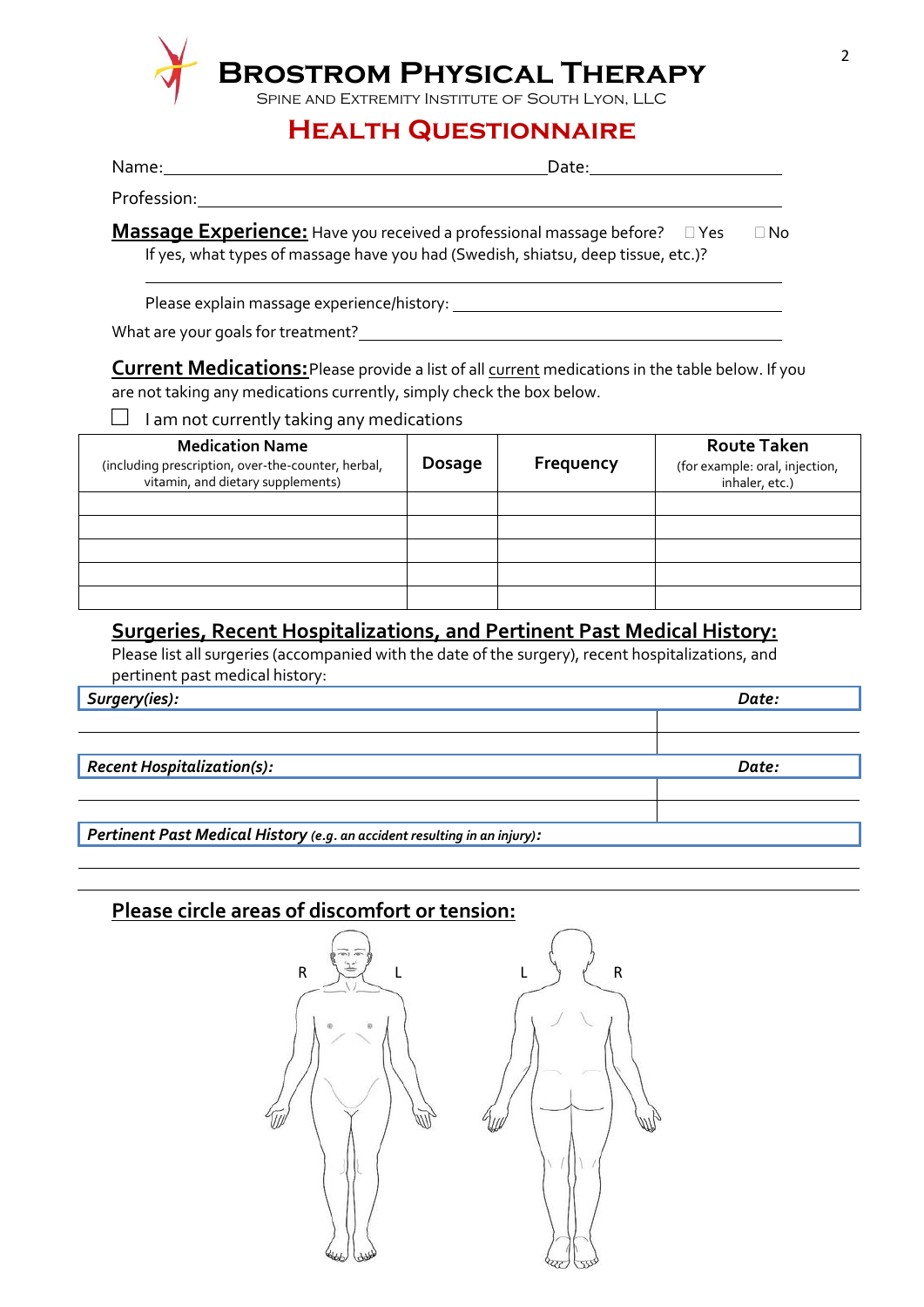# Brostrom Physical Therapy

Spine and Extremity Institute of South Lyon, LLC

## Health Questionnaire

Name: ______________________________ Date: ______________

Profession: ______________________________

**Massage Experience:** Have you received a professional massage before? ☐ Yes ☐ No

If yes, what types of massage have you had (Swedish, shiatsu, deep tissue, etc.)?

______________________________

Please explain massage experience/history: ______________________________

What are your goals for treatment? ______________________________

**Current Medications:** Please provide a list of all current medications in the table below. If you are not taking any medications currently, simply check the box below.

☐ I am not currently taking any medications

| Medication Name (including prescription, over-the-counter, herbal, vitamin, and dietary supplements) | Dosage | Frequency | Route Taken (for example: oral, injection, inhaler, etc.) |
|---|---|---|---|
| | | | |
| | | | |
| | | | |
| | | | |
| | | | |

**Surgeries, Recent Hospitalizations, and Pertinent Past Medical History:**

Please list all surgeries (accompanied with the date of the surgery), recent hospitalizations, and pertinent past medical history:

| ***Surgery(ies):*** | ***Date:*** |
|---|---|
| | |
| | |

| ***Recent Hospitalization(s):*** | ***Date:*** |
|---|---|
| | |
| | |

***Pertinent Past Medical History** (e.g. an accident resulting in an injury):*

______________________________

______________________________

**Please circle areas of discomfort or tension:**

R L L R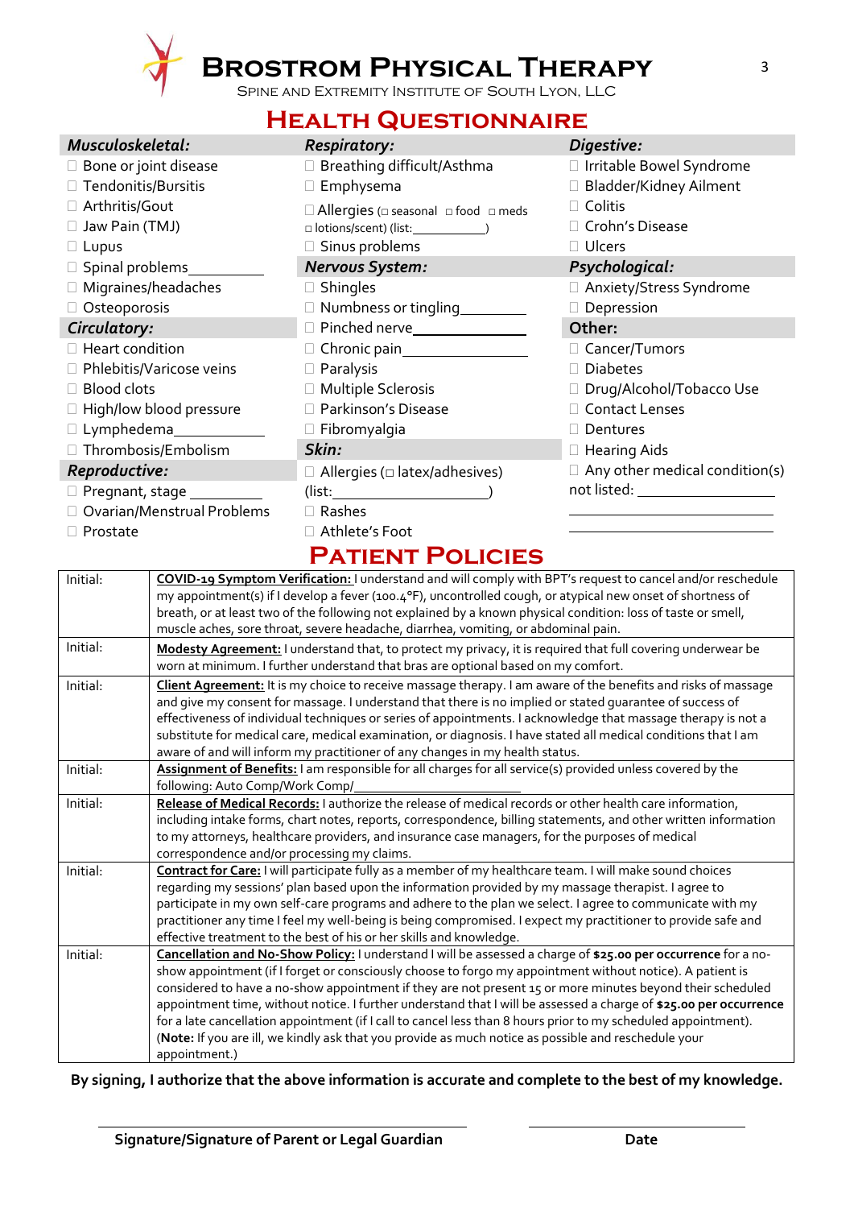# Brostrom Physical Therapy

Spine and Extremity Institute of South Lyon, LLC

## Health Questionnaire

### *Musculoskeletal:*

- ☐ Bone or joint disease
- ☐ Tendonitis/Bursitis
- ☐ Arthritis/Gout
- ☐ Jaw Pain (TMJ)
- ☐ Lupus
- ☐ Spinal problems__________
- ☐ Migraines/headaches
- ☐ Osteoporosis

### *Circulatory:*

- ☐ Heart condition
- ☐ Phlebitis/Varicose veins
- ☐ Blood clots
- ☐ High/low blood pressure
- ☐ Lymphedema____________
- ☐ Thrombosis/Embolism

### *Reproductive:*

- ☐ Pregnant, stage __________
- ☐ Ovarian/Menstrual Problems
- ☐ Prostate

### *Respiratory:*

- ☐ Breathing difficult/Asthma
- ☐ Emphysema
- ☐ Allergies (☐ seasonal ☐ food ☐ meds ☐ lotions/scent) (list:__________)
- ☐ Sinus problems

### *Nervous System:*

- ☐ Shingles
- ☐ Numbness or tingling_________
- ☐ Pinched nerve_____________
- ☐ Chronic pain_____________
- ☐ Paralysis
- ☐ Multiple Sclerosis
- ☐ Parkinson's Disease
- ☐ Fibromyalgia

### *Skin:*

- ☐ Allergies (☐ latex/adhesives) (list:____________________)
- ☐ Rashes
- ☐ Athlete's Foot

### *Digestive:*

- ☐ Irritable Bowel Syndrome
- ☐ Bladder/Kidney Ailment
- ☐ Colitis
- ☐ Crohn's Disease
- ☐ Ulcers

### *Psychological:*

- ☐ Anxiety/Stress Syndrome
- ☐ Depression

### Other:

- ☐ Cancer/Tumors
- ☐ Diabetes
- ☐ Drug/Alcohol/Tobacco Use
- ☐ Contact Lenses
- ☐ Dentures
- ☐ Hearing Aids
- ☐ Any other medical condition(s) not listed: __________________

______________________________

______________________________

## Patient Policies

| | |
|---|---|
| Initial: | **COVID-19 Symptom Verification:** I understand and will comply with BPT's request to cancel and/or reschedule my appointment(s) if I develop a fever (100.4°F), uncontrolled cough, or atypical new onset of shortness of breath, or at least two of the following not explained by a known physical condition: loss of taste or smell, muscle aches, sore throat, severe headache, diarrhea, vomiting, or abdominal pain. |
| Initial: | **Modesty Agreement:** I understand that, to protect my privacy, it is required that full covering underwear be worn at minimum. I further understand that bras are optional based on my comfort. |
| Initial: | **Client Agreement:** It is my choice to receive massage therapy. I am aware of the benefits and risks of massage and give my consent for massage. I understand that there is no implied or stated guarantee of success of effectiveness of individual techniques or series of appointments. I acknowledge that massage therapy is not a substitute for medical care, medical examination, or diagnosis. I have stated all medical conditions that I am aware of and will inform my practitioner of any changes in my health status. |
| Initial: | **Assignment of Benefits:** I am responsible for all charges for all service(s) provided unless covered by the following: Auto Comp/Work Comp/__________ |
| Initial: | **Release of Medical Records:** I authorize the release of medical records or other health care information, including intake forms, chart notes, reports, correspondence, billing statements, and other written information to my attorneys, healthcare providers, and insurance case managers, for the purposes of medical correspondence and/or processing my claims. |
| Initial: | **Contract for Care:** I will participate fully as a member of my healthcare team. I will make sound choices regarding my sessions' plan based upon the information provided by my massage therapist. I agree to participate in my own self-care programs and adhere to the plan we select. I agree to communicate with my practitioner any time I feel my well-being is being compromised. I expect my practitioner to provide safe and effective treatment to the best of his or her skills and knowledge. |
| Initial: | **Cancellation and No-Show Policy:** I understand I will be assessed a charge of **$25.00 per occurrence** for a no-show appointment (if I forget or consciously choose to forgo my appointment without notice). A patient is considered to have a no-show appointment if they are not present 15 or more minutes beyond their scheduled appointment time, without notice. I further understand that I will be assessed a charge of **$25.00 per occurrence** for a late cancellation appointment (if I call to cancel less than 8 hours prior to my scheduled appointment). (**Note:** If you are ill, we kindly ask that you provide as much notice as possible and reschedule your appointment.) |

**By signing, I authorize that the above information is accurate and complete to the best of my knowledge.**

______________________________ ______________________

**Signature/Signature of Parent or Legal Guardian** **Date**